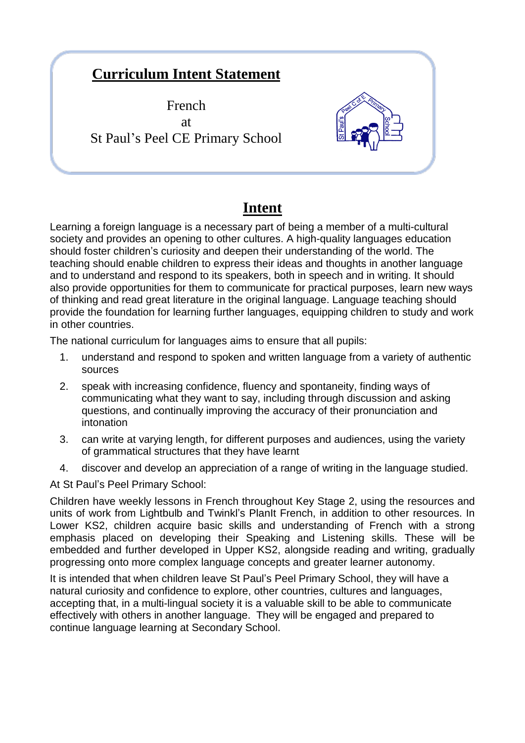# Curriculum Intent Statement

French
at
St Paul's Peel CE Primary School

## Intent

Learning a foreign language is a necessary part of being a member of a multi-cultural society and provides an opening to other cultures. A high-quality languages education should foster children's curiosity and deepen their understanding of the world. The teaching should enable children to express their ideas and thoughts in another language and to understand and respond to its speakers, both in speech and in writing. It should also provide opportunities for them to communicate for practical purposes, learn new ways of thinking and read great literature in the original language. Language teaching should provide the foundation for learning further languages, equipping children to study and work in other countries.

The national curriculum for languages aims to ensure that all pupils:

1. understand and respond to spoken and written language from a variety of authentic sources
2. speak with increasing confidence, fluency and spontaneity, finding ways of communicating what they want to say, including through discussion and asking questions, and continually improving the accuracy of their pronunciation and intonation
3. can write at varying length, for different purposes and audiences, using the variety of grammatical structures that they have learnt
4. discover and develop an appreciation of a range of writing in the language studied.

At St Paul's Peel Primary School:

Children have weekly lessons in French throughout Key Stage 2, using the resources and units of work from Lightbulb and Twinkl's PlanIt French, in addition to other resources. In Lower KS2, children acquire basic skills and understanding of French with a strong emphasis placed on developing their Speaking and Listening skills. These will be embedded and further developed in Upper KS2, alongside reading and writing, gradually progressing onto more complex language concepts and greater learner autonomy.

It is intended that when children leave St Paul's Peel Primary School, they will have a natural curiosity and confidence to explore, other countries, cultures and languages, accepting that, in a multi-lingual society it is a valuable skill to be able to communicate effectively with others in another language. They will be engaged and prepared to continue language learning at Secondary School.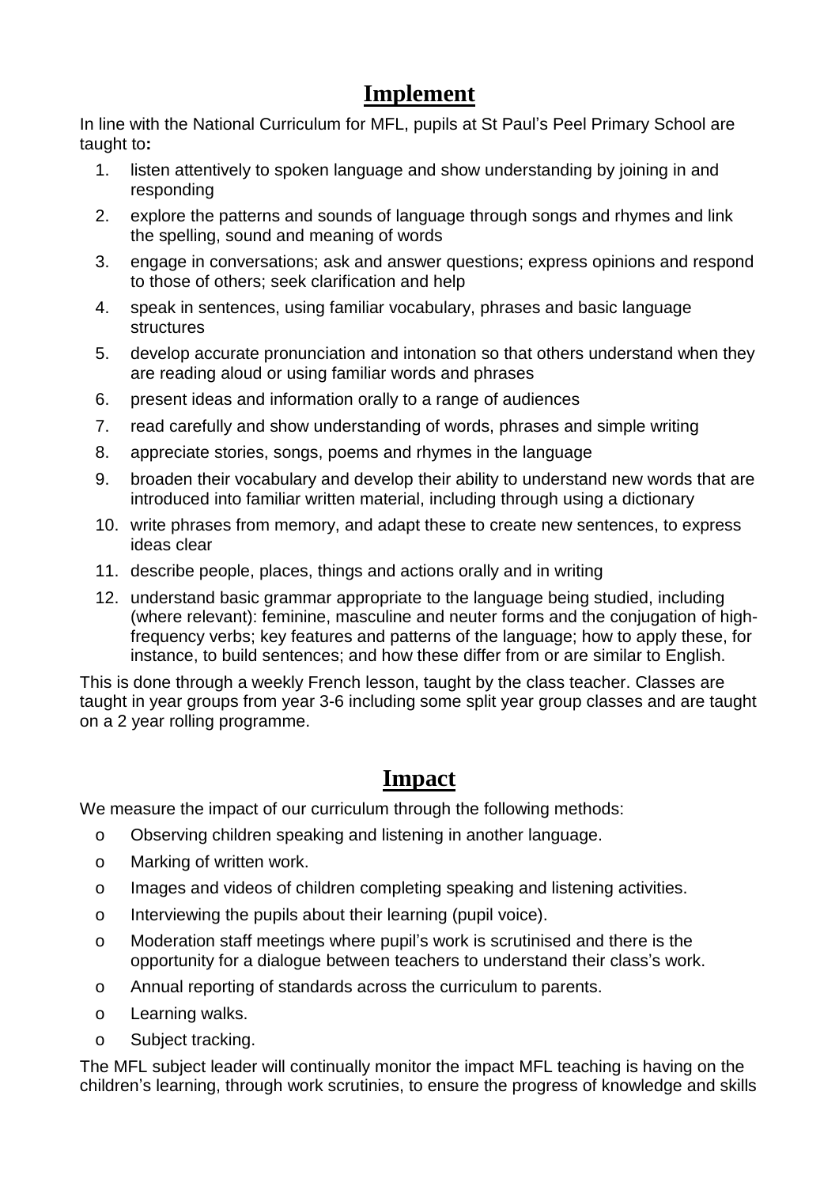## Implement

In line with the National Curriculum for MFL, pupils at St Paul's Peel Primary School are taught to**:**

1. listen attentively to spoken language and show understanding by joining in and responding
2. explore the patterns and sounds of language through songs and rhymes and link the spelling, sound and meaning of words
3. engage in conversations; ask and answer questions; express opinions and respond to those of others; seek clarification and help
4. speak in sentences, using familiar vocabulary, phrases and basic language structures
5. develop accurate pronunciation and intonation so that others understand when they are reading aloud or using familiar words and phrases
6. present ideas and information orally to a range of audiences
7. read carefully and show understanding of words, phrases and simple writing
8. appreciate stories, songs, poems and rhymes in the language
9. broaden their vocabulary and develop their ability to understand new words that are introduced into familiar written material, including through using a dictionary
10. write phrases from memory, and adapt these to create new sentences, to express ideas clear
11. describe people, places, things and actions orally and in writing
12. understand basic grammar appropriate to the language being studied, including (where relevant): feminine, masculine and neuter forms and the conjugation of high-frequency verbs; key features and patterns of the language; how to apply these, for instance, to build sentences; and how these differ from or are similar to English.

This is done through a weekly French lesson, taught by the class teacher. Classes are taught in year groups from year 3-6 including some split year group classes and are taught on a 2 year rolling programme.

## Impact

We measure the impact of our curriculum through the following methods:

- Observing children speaking and listening in another language.
- Marking of written work.
- Images and videos of children completing speaking and listening activities.
- Interviewing the pupils about their learning (pupil voice).
- Moderation staff meetings where pupil's work is scrutinised and there is the opportunity for a dialogue between teachers to understand their class's work.
- Annual reporting of standards across the curriculum to parents.
- Learning walks.
- Subject tracking.

The MFL subject leader will continually monitor the impact MFL teaching is having on the children's learning, through work scrutinies, to ensure the progress of knowledge and skills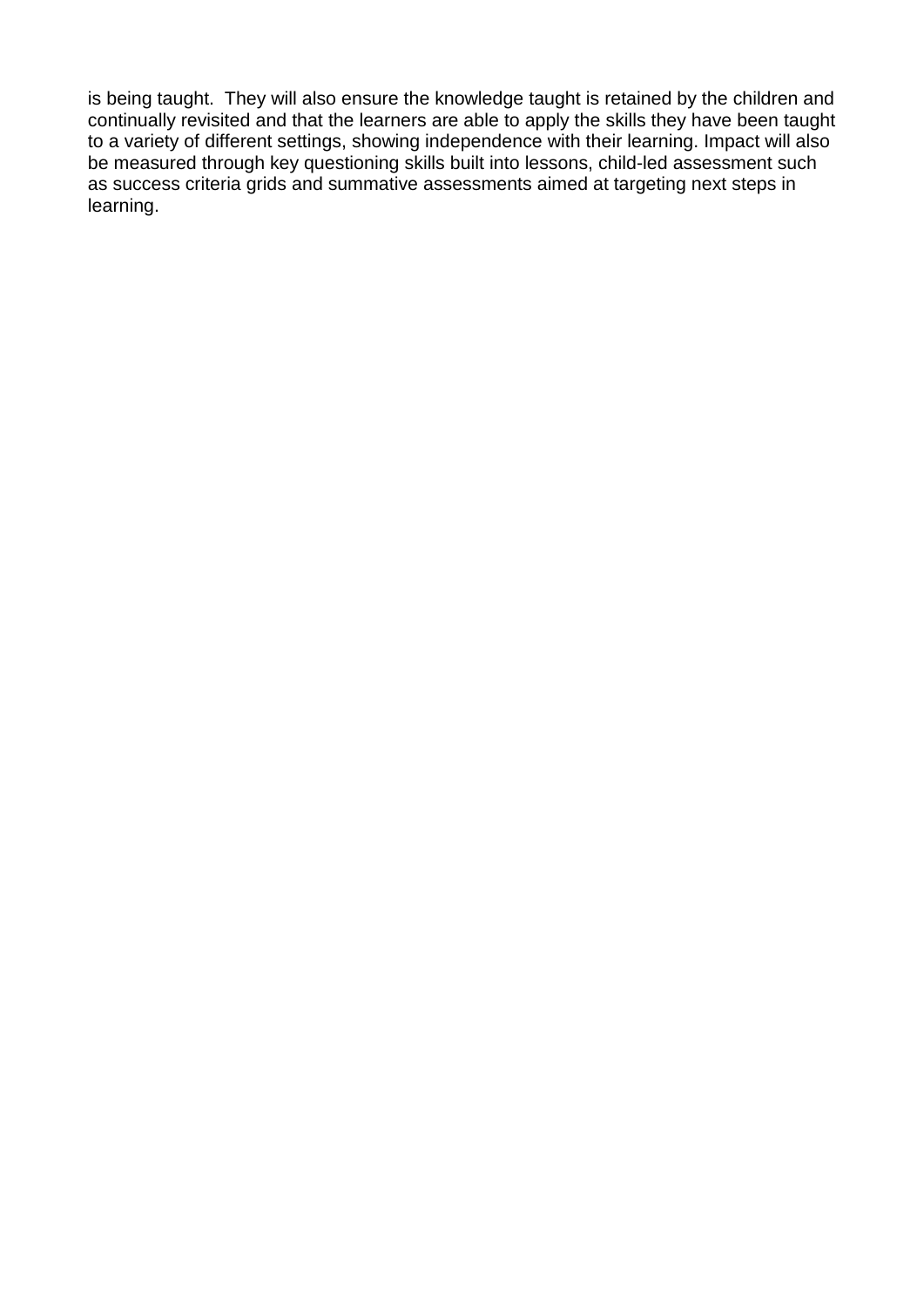is being taught. They will also ensure the knowledge taught is retained by the children and continually revisited and that the learners are able to apply the skills they have been taught to a variety of different settings, showing independence with their learning. Impact will also be measured through key questioning skills built into lessons, child-led assessment such as success criteria grids and summative assessments aimed at targeting next steps in learning.